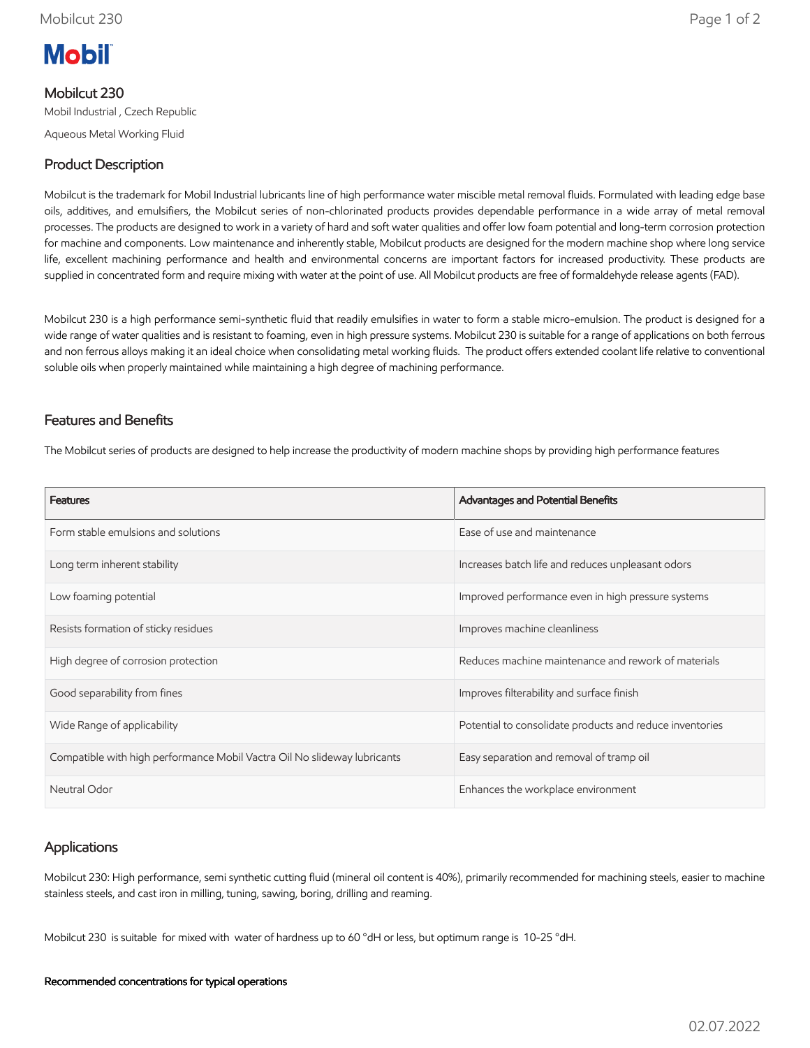# Mobilcut 230

Mobil Industrial , Czech Republic

Aqueous Metal Working Fluid

## Product Description

Mobilcut is the trademark for Mobil Industrial lubricants line of high performance water miscible metal removal fluids. Formulated with leading edge base oils, additives, and emulsifiers, the Mobilcut series of non-chlorinated products provides dependable performance in a wide array of metal removal processes. The products are designed to work in a variety of hard and soft water qualities and offer low foam potential and long-term corrosion protection for machine and components. Low maintenance and inherently stable, Mobilcut products are designed for the modern machine shop where long service life, excellent machining performance and health and environmental concerns are important factors for increased productivity. These products are supplied in concentrated form and require mixing with water at the point of use. All Mobilcut products are free of formaldehyde release agents (FAD).

Mobilcut 230 is a high performance semi-synthetic fluid that readily emulsifies in water to form a stable micro-emulsion. The product is designed for a wide range of water qualities and is resistant to foaming, even in high pressure systems. Mobilcut 230 is suitable for a range of applications on both ferrous and non ferrous alloys making it an ideal choice when consolidating metal working fluids. The product offers extended coolant life relative to conventional soluble oils when properly maintained while maintaining a high degree of machining performance.

## Features and Benefits

The Mobilcut series of products are designed to help increase the productivity of modern machine shops by providing high performance features

| Features | Advantages and Potential Benefits |
|---|---|
| Form stable emulsions and solutions | Ease of use and maintenance |
| Long term inherent stability | Increases batch life and reduces unpleasant odors |
| Low foaming potential | Improved performance even in high pressure systems |
| Resists formation of sticky residues | Improves machine cleanliness |
| High degree of corrosion protection | Reduces machine maintenance and rework of materials |
| Good separability from fines | Improves filterability and surface finish |
| Wide Range of applicability | Potential to consolidate products and reduce inventories |
| Compatible with high performance Mobil Vactra Oil No slideway lubricants | Easy separation and removal of tramp oil |
| Neutral Odor | Enhances the workplace environment |

## Applications

Mobilcut 230: High performance, semi synthetic cutting fluid (mineral oil content is 40%), primarily recommended for machining steels, easier to machine stainless steels, and cast iron in milling, tuning, sawing, boring, drilling and reaming.

Mobilcut 230 is suitable for mixed with water of hardness up to 60 °dH or less, but optimum range is 10-25 °dH.

**Recommended concentrations for typical operations**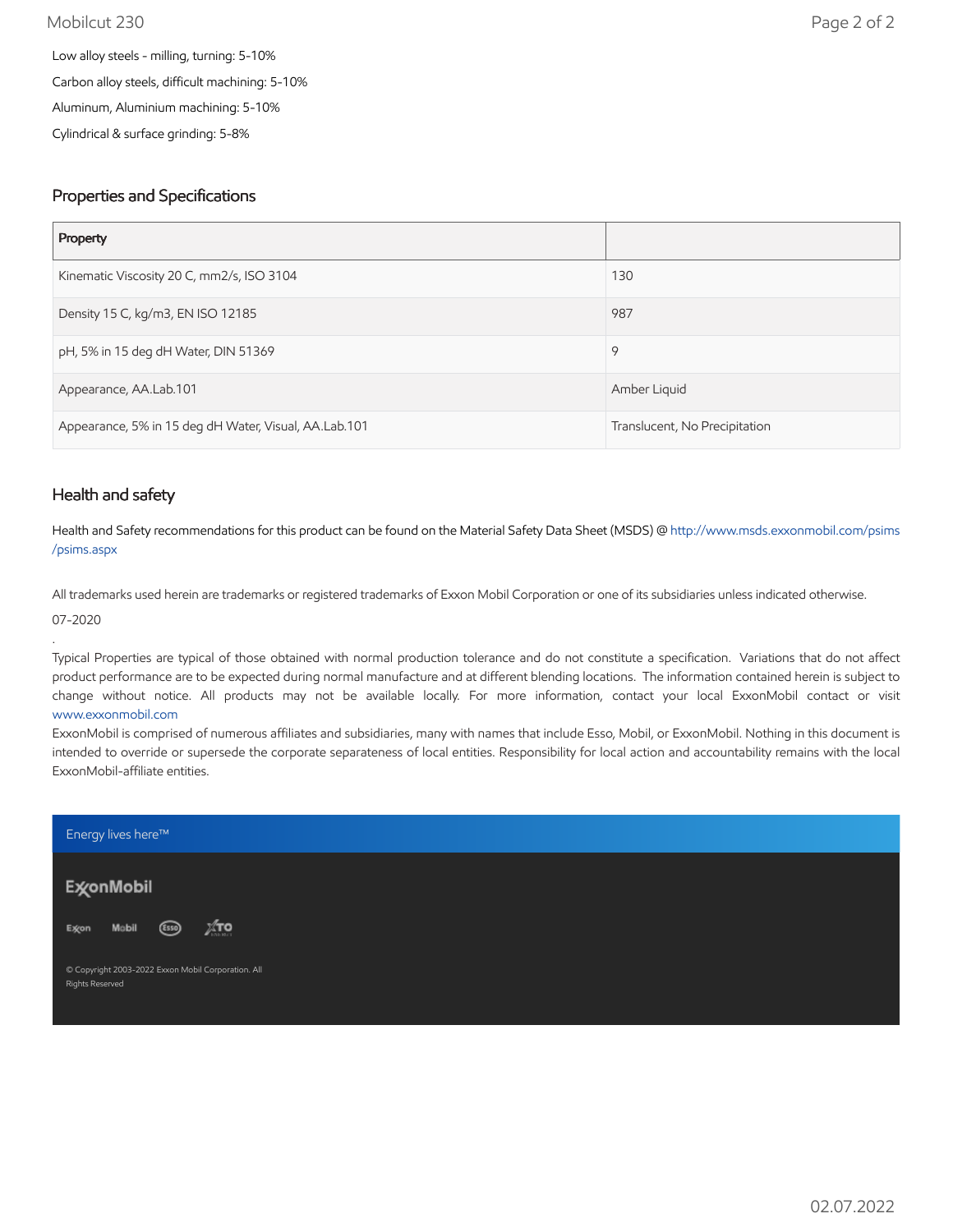Low alloy steels - milling, turning: 5-10%

Carbon alloy steels, difficult machining: 5-10%

Aluminum, Aluminium machining: 5-10%

Cylindrical & surface grinding: 5-8%

## Properties and Specifications

| Property | |
|---|---|
| Kinematic Viscosity 20 C, mm2/s, ISO 3104 | 130 |
| Density 15 C, kg/m3, EN ISO 12185 | 987 |
| pH, 5% in 15 deg dH Water, DIN 51369 | 9 |
| Appearance, AA.Lab.101 | Amber Liquid |
| Appearance, 5% in 15 deg dH Water, Visual, AA.Lab.101 | Translucent, No Precipitation |

## Health and safety

Health and Safety recommendations for this product can be found on the Material Safety Data Sheet (MSDS) @ http://www.msds.exxonmobil.com/psims/psims.aspx

All trademarks used herein are trademarks or registered trademarks of Exxon Mobil Corporation or one of its subsidiaries unless indicated otherwise.

07-2020

.

Typical Properties are typical of those obtained with normal production tolerance and do not constitute a specification. Variations that do not affect product performance are to be expected during normal manufacture and at different blending locations. The information contained herein is subject to change without notice. All products may not be available locally. For more information, contact your local ExxonMobil contact or visit www.exxonmobil.com

ExxonMobil is comprised of numerous affiliates and subsidiaries, many with names that include Esso, Mobil, or ExxonMobil. Nothing in this document is intended to override or supersede the corporate separateness of local entities. Responsibility for local action and accountability remains with the local ExxonMobil-affiliate entities.

Energy lives here™

ExxonMobil

Exxon Mobil Esso XTO

© Copyright 2003-2022 Exxon Mobil Corporation. All Rights Reserved

02.07.2022